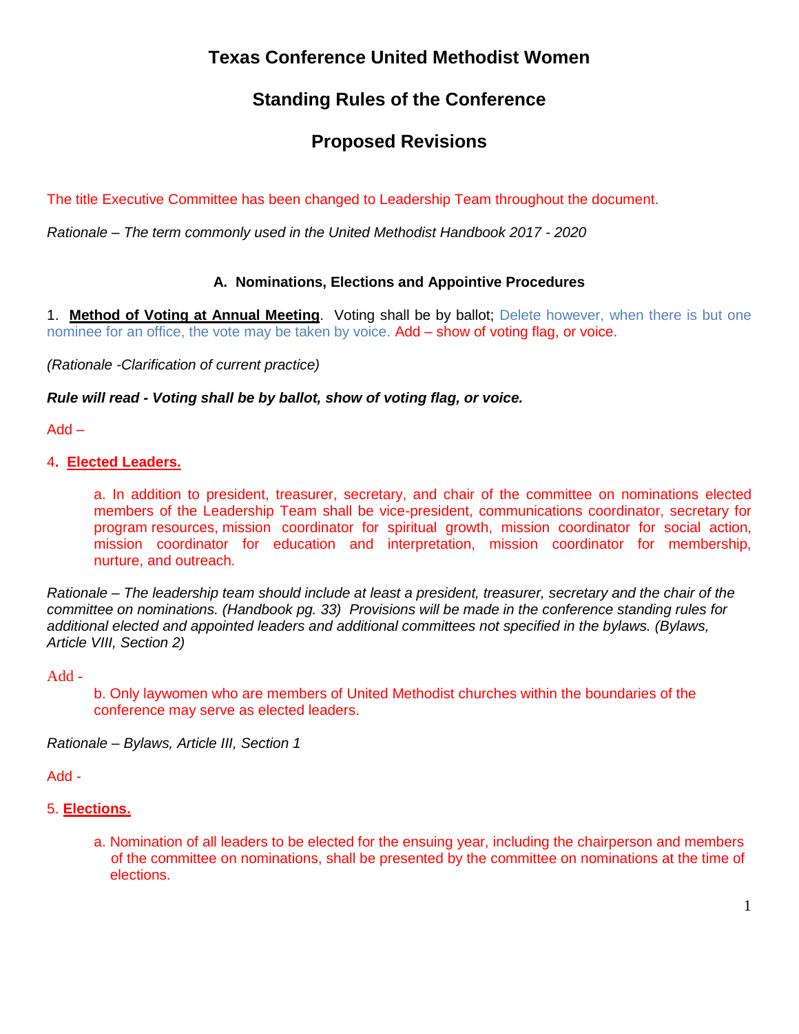# Texas Conference United Methodist Women

## Standing Rules of the Conference

## Proposed Revisions

The title Executive Committee has been changed to Leadership Team throughout the document.

*Rationale – The term commonly used in the United Methodist Handbook 2017 - 2020*

### A. Nominations, Elections and Appointive Procedures

1. **Method of Voting at Annual Meeting**. Voting shall be by ballot; Delete however, when there is but one nominee for an office, the vote may be taken by voice. Add – show of voting flag, or voice.

*(Rationale -Clarification of current practice)*

***Rule will read - Voting shall be by ballot, show of voting flag, or voice.***

Add –

4. **Elected Leaders.**

   a. In addition to president, treasurer, secretary, and chair of the committee on nominations elected members of the Leadership Team shall be vice-president, communications coordinator, secretary for program resources, mission coordinator for spiritual growth, mission coordinator for social action, mission coordinator for education and interpretation, mission coordinator for membership, nurture, and outreach.

*Rationale – The leadership team should include at least a president, treasurer, secretary and the chair of the committee on nominations. (Handbook pg. 33) Provisions will be made in the conference standing rules for additional elected and appointed leaders and additional committees not specified in the bylaws. (Bylaws, Article VIII, Section 2)*

Add -

   b. Only laywomen who are members of United Methodist churches within the boundaries of the conference may serve as elected leaders.

*Rationale – Bylaws, Article III, Section 1*

Add -

5. **Elections.**

   a. Nomination of all leaders to be elected for the ensuing year, including the chairperson and members of the committee on nominations, shall be presented by the committee on nominations at the time of elections.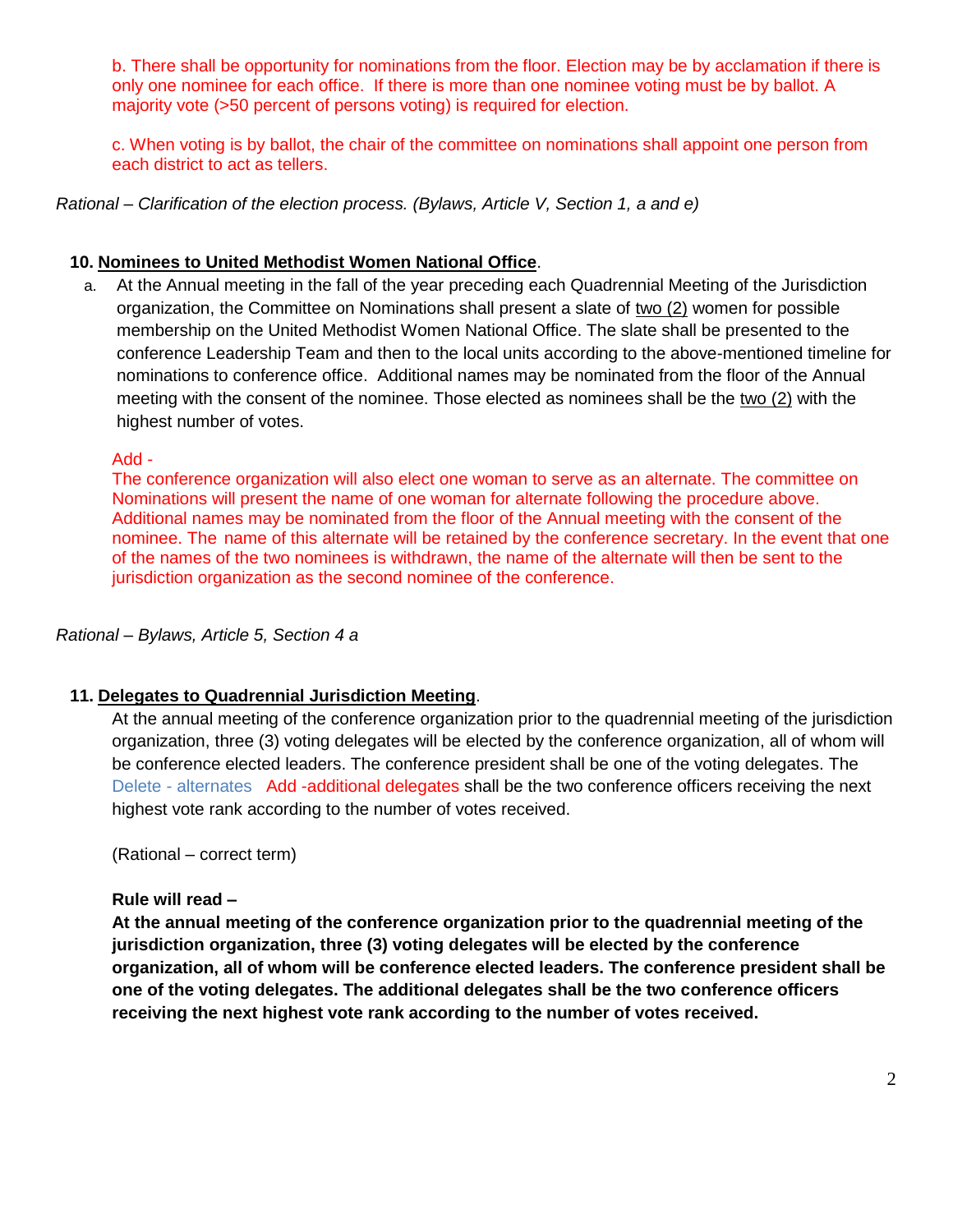b. There shall be opportunity for nominations from the floor. Election may be by acclamation if there is only one nominee for each office. If there is more than one nominee voting must be by ballot. A majority vote (>50 percent of persons voting) is required for election.

c. When voting is by ballot, the chair of the committee on nominations shall appoint one person from each district to act as tellers.

*Rational – Clarification of the election process. (Bylaws, Article V, Section 1, a and e)*

**10. Nominees to United Methodist Women National Office**.

a. At the Annual meeting in the fall of the year preceding each Quadrennial Meeting of the Jurisdiction organization, the Committee on Nominations shall present a slate of two (2) women for possible membership on the United Methodist Women National Office. The slate shall be presented to the conference Leadership Team and then to the local units according to the above-mentioned timeline for nominations to conference office. Additional names may be nominated from the floor of the Annual meeting with the consent of the nominee. Those elected as nominees shall be the two (2) with the highest number of votes.

Add -
The conference organization will also elect one woman to serve as an alternate. The committee on Nominations will present the name of one woman for alternate following the procedure above. Additional names may be nominated from the floor of the Annual meeting with the consent of the nominee. The name of this alternate will be retained by the conference secretary. In the event that one of the names of the two nominees is withdrawn, the name of the alternate will then be sent to the jurisdiction organization as the second nominee of the conference.

*Rational – Bylaws, Article 5, Section 4 a*

**11. Delegates to Quadrennial Jurisdiction Meeting**.

At the annual meeting of the conference organization prior to the quadrennial meeting of the jurisdiction organization, three (3) voting delegates will be elected by the conference organization, all of whom will be conference elected leaders. The conference president shall be one of the voting delegates. The Delete - alternates Add -additional delegates shall be the two conference officers receiving the next highest vote rank according to the number of votes received.

(Rational – correct term)

**Rule will read –**

**At the annual meeting of the conference organization prior to the quadrennial meeting of the jurisdiction organization, three (3) voting delegates will be elected by the conference organization, all of whom will be conference elected leaders. The conference president shall be one of the voting delegates. The additional delegates shall be the two conference officers receiving the next highest vote rank according to the number of votes received.**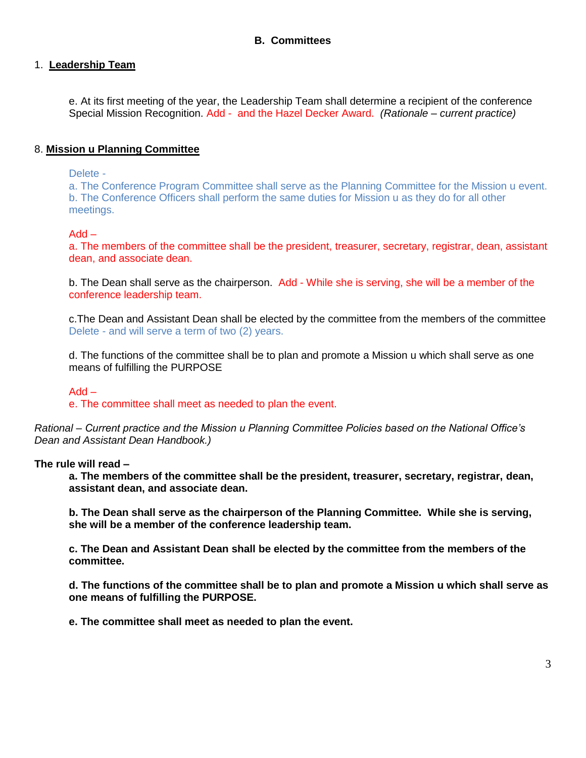### B. Committees

1. **Leadership Team**

e. At its first meeting of the year, the Leadership Team shall determine a recipient of the conference Special Mission Recognition. Add - and the Hazel Decker Award. *(Rationale – current practice)*

8. **Mission u Planning Committee**

Delete -
a. The Conference Program Committee shall serve as the Planning Committee for the Mission u event.
b. The Conference Officers shall perform the same duties for Mission u as they do for all other meetings.

Add –
a. The members of the committee shall be the president, treasurer, secretary, registrar, dean, assistant dean, and associate dean.

b. The Dean shall serve as the chairperson. Add - While she is serving, she will be a member of the conference leadership team.

c.The Dean and Assistant Dean shall be elected by the committee from the members of the committee Delete - and will serve a term of two (2) years.

d. The functions of the committee shall be to plan and promote a Mission u which shall serve as one means of fulfilling the PURPOSE

Add –
e. The committee shall meet as needed to plan the event.

*Rational – Current practice and the Mission u Planning Committee Policies based on the National Office's Dean and Assistant Dean Handbook.)*

**The rule will read –**

**a. The members of the committee shall be the president, treasurer, secretary, registrar, dean, assistant dean, and associate dean.**

**b. The Dean shall serve as the chairperson of the Planning Committee. While she is serving, she will be a member of the conference leadership team.**

**c. The Dean and Assistant Dean shall be elected by the committee from the members of the committee.**

**d. The functions of the committee shall be to plan and promote a Mission u which shall serve as one means of fulfilling the PURPOSE.**

**e. The committee shall meet as needed to plan the event.**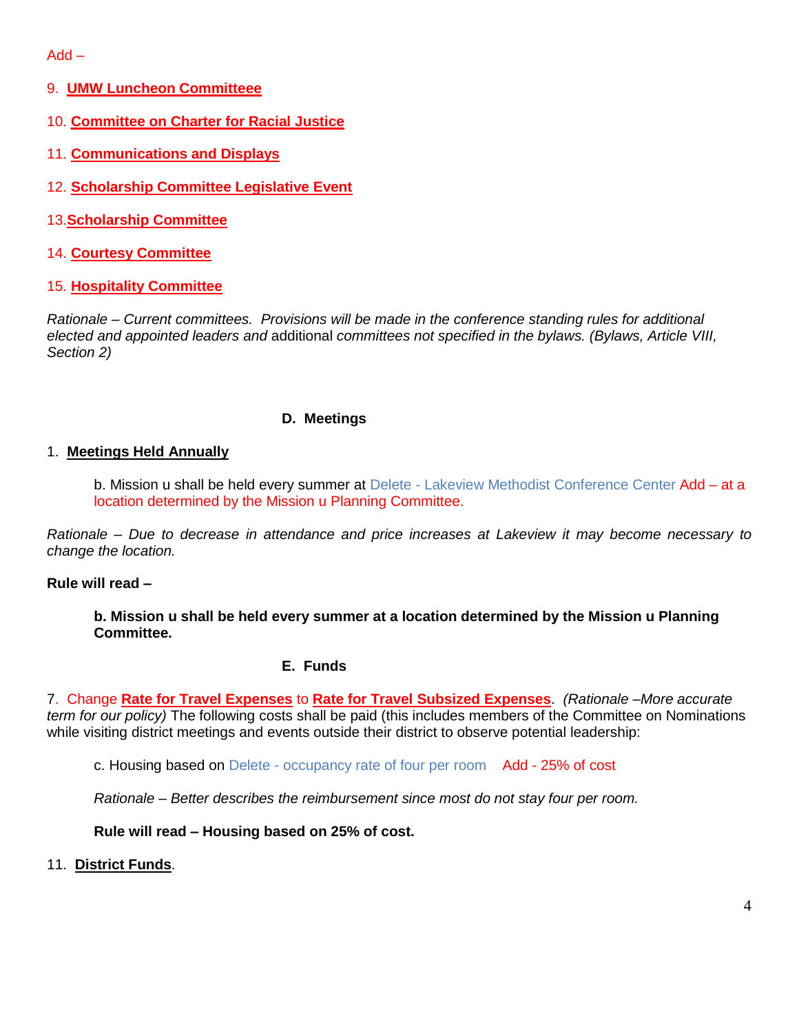Add –

9. **UMW Luncheon Committeee**

10. **Committee on Charter for Racial Justice**

11. **Communications and Displays**

12. **Scholarship Committee Legislative Event**

13. **Scholarship Committee**

14. **Courtesy Committee**

15. **Hospitality Committee**

*Rationale – Current committees. Provisions will be made in the conference standing rules for additional elected and appointed leaders and* additional *committees not specified in the bylaws. (Bylaws, Article VIII, Section 2)*

### D. Meetings

1. **Meetings Held Annually**

b. Mission u shall be held every summer at Delete - Lakeview Methodist Conference Center Add – at a location determined by the Mission u Planning Committee.

*Rationale – Due to decrease in attendance and price increases at Lakeview it may become necessary to change the location.*

**Rule will read –**

**b. Mission u shall be held every summer at a location determined by the Mission u Planning Committee.**

### E. Funds

7. Change **Rate for Travel Expenses** to **Rate for Travel Subsized Expenses**. *(Rationale –More accurate term for our policy)* The following costs shall be paid (this includes members of the Committee on Nominations while visiting district meetings and events outside their district to observe potential leadership:

c. Housing based on Delete - occupancy rate of four per room Add - 25% of cost

*Rationale – Better describes the reimbursement since most do not stay four per room.*

**Rule will read – Housing based on 25% of cost.**

11. **District Funds**.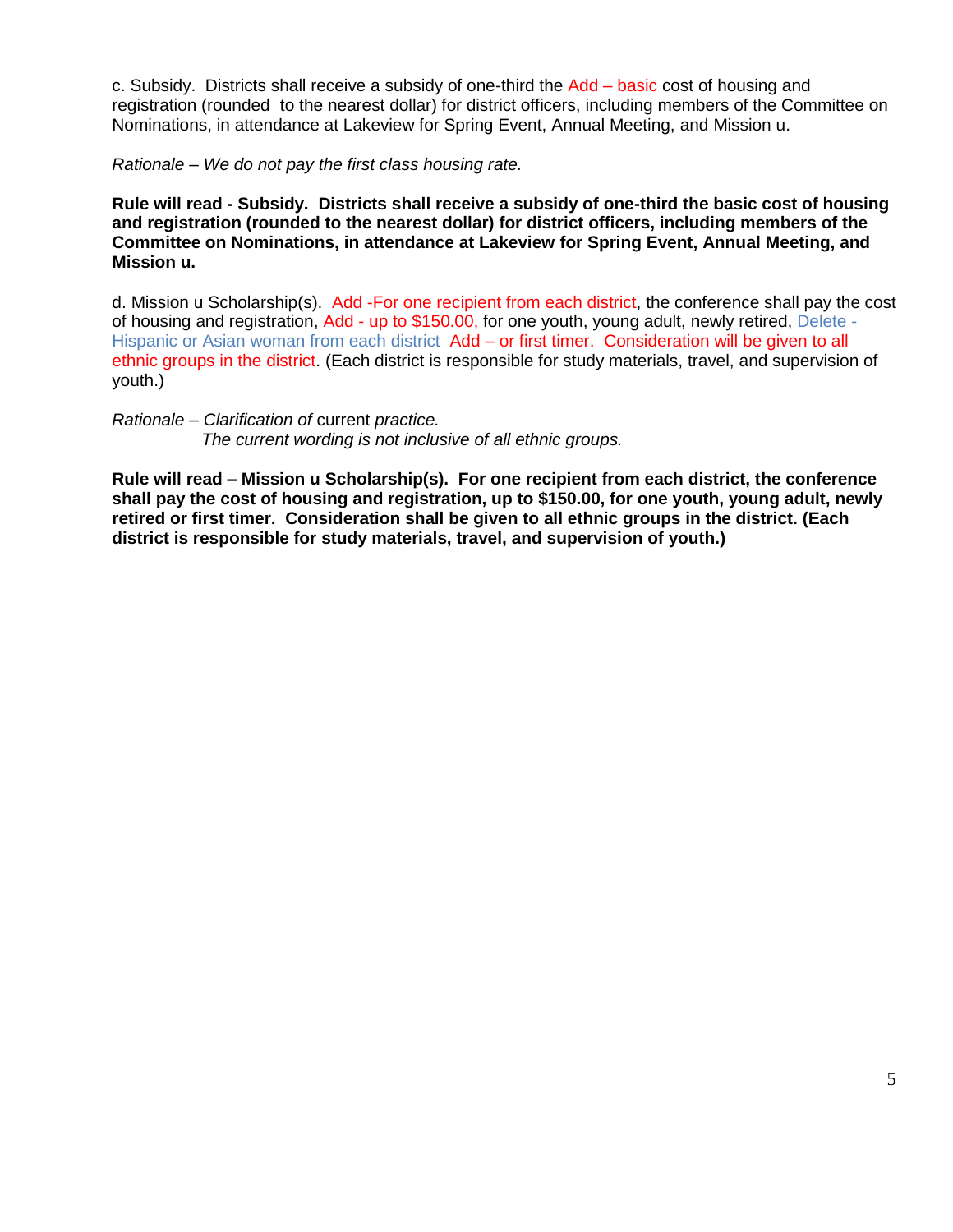c. Subsidy. Districts shall receive a subsidy of one-third the Add – basic cost of housing and registration (rounded to the nearest dollar) for district officers, including members of the Committee on Nominations, in attendance at Lakeview for Spring Event, Annual Meeting, and Mission u.

*Rationale – We do not pay the first class housing rate.*

**Rule will read - Subsidy. Districts shall receive a subsidy of one-third the basic cost of housing and registration (rounded to the nearest dollar) for district officers, including members of the Committee on Nominations, in attendance at Lakeview for Spring Event, Annual Meeting, and Mission u.**

d. Mission u Scholarship(s). Add -For one recipient from each district, the conference shall pay the cost of housing and registration, Add - up to $150.00, for one youth, young adult, newly retired, Delete - Hispanic or Asian woman from each district Add – or first timer. Consideration will be given to all ethnic groups in the district. (Each district is responsible for study materials, travel, and supervision of youth.)

*Rationale – Clarification of* current *practice.*
*The current wording is not inclusive of all ethnic groups.*

**Rule will read – Mission u Scholarship(s). For one recipient from each district, the conference shall pay the cost of housing and registration, up to $150.00, for one youth, young adult, newly retired or first timer. Consideration shall be given to all ethnic groups in the district. (Each district is responsible for study materials, travel, and supervision of youth.)**